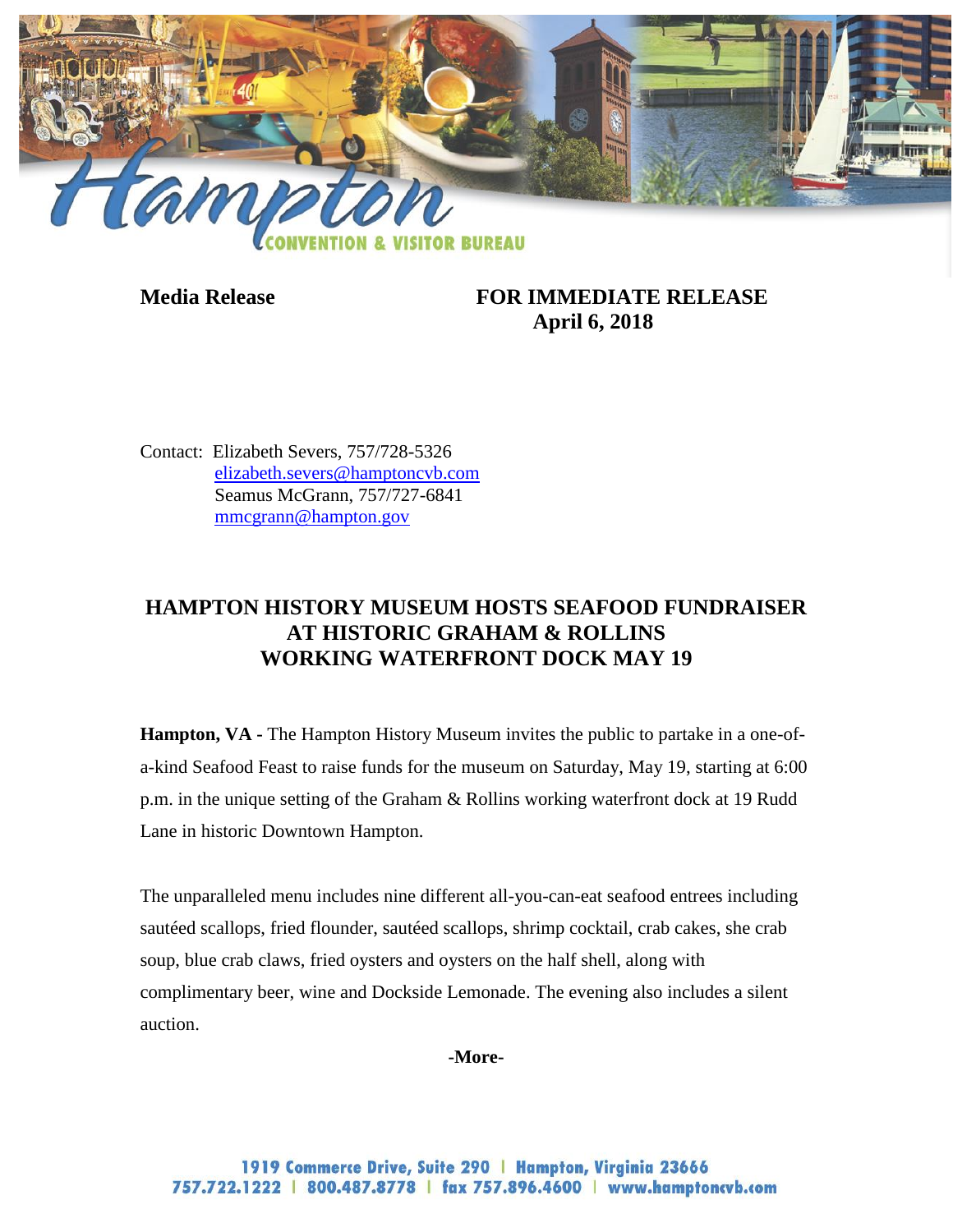Media Release

**FOR IMMEDIATE RELEASE**
**April 6, 2018**

Contact: Elizabeth Severs, 757/728-5326
elizabeth.severs@hamptoncvb.com
Seamus McGrann, 757/727-6841
mmcgrann@hampton.gov

# HAMPTON HISTORY MUSEUM HOSTS SEAFOOD FUNDRAISER AT HISTORIC GRAHAM & ROLLINS WORKING WATERFRONT DOCK MAY 19

**Hampton, VA -** The Hampton History Museum invites the public to partake in a one-of-a-kind Seafood Feast to raise funds for the museum on Saturday, May 19, starting at 6:00 p.m. in the unique setting of the Graham & Rollins working waterfront dock at 19 Rudd Lane in historic Downtown Hampton.

The unparalleled menu includes nine different all-you-can-eat seafood entrees including sautéed scallops, fried flounder, sautéed scallops, shrimp cocktail, crab cakes, she crab soup, blue crab claws, fried oysters and oysters on the half shell, along with complimentary beer, wine and Dockside Lemonade. The evening also includes a silent auction.

**-More-**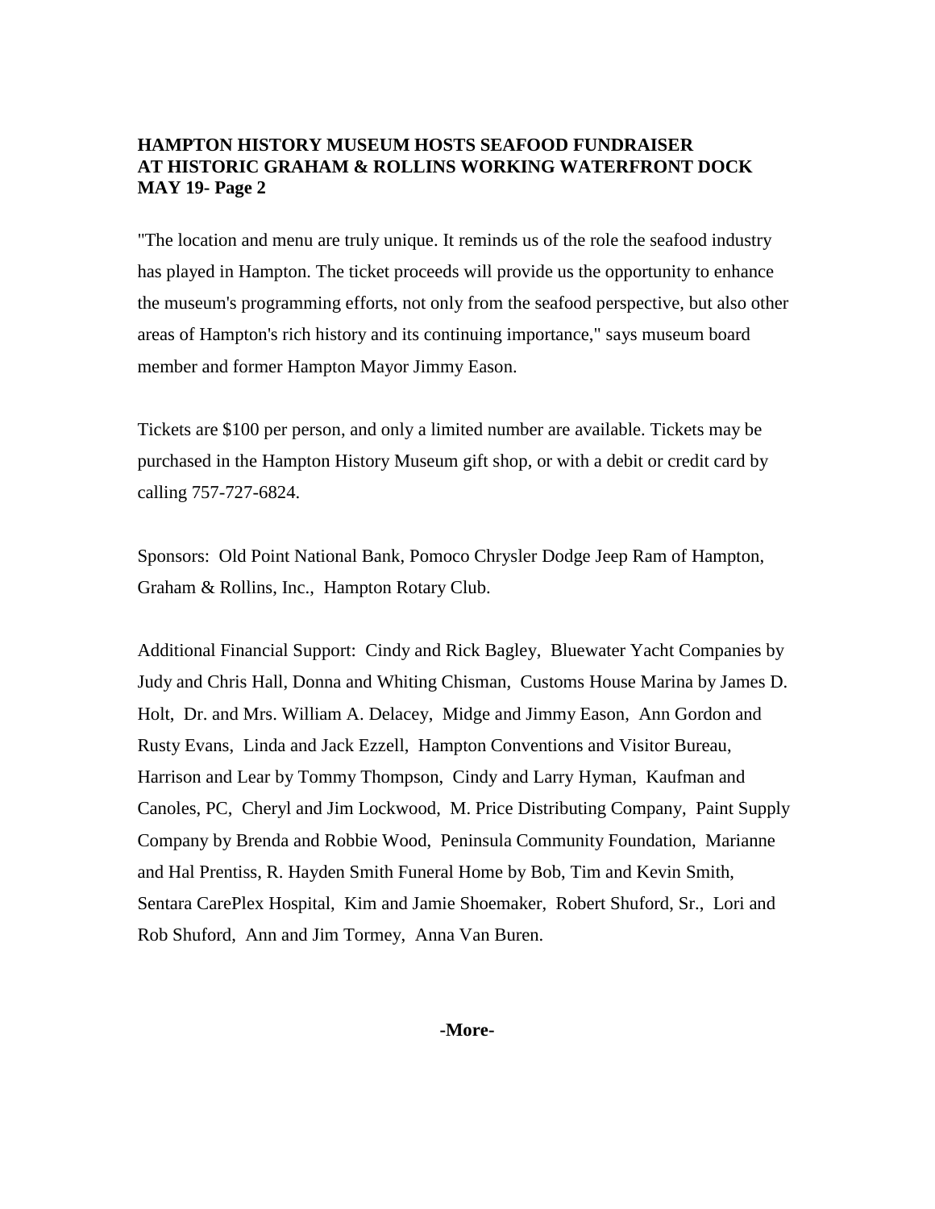**HAMPTON HISTORY MUSEUM HOSTS SEAFOOD FUNDRAISER**
**AT HISTORIC GRAHAM & ROLLINS WORKING WATERFRONT DOCK**
**MAY 19- Page 2**

"The location and menu are truly unique. It reminds us of the role the seafood industry has played in Hampton. The ticket proceeds will provide us the opportunity to enhance the museum's programming efforts, not only from the seafood perspective, but also other areas of Hampton's rich history and its continuing importance," says museum board member and former Hampton Mayor Jimmy Eason.

Tickets are $100 per person, and only a limited number are available. Tickets may be purchased in the Hampton History Museum gift shop, or with a debit or credit card by calling 757-727-6824.

Sponsors: Old Point National Bank, Pomoco Chrysler Dodge Jeep Ram of Hampton, Graham & Rollins, Inc., Hampton Rotary Club.

Additional Financial Support: Cindy and Rick Bagley, Bluewater Yacht Companies by Judy and Chris Hall, Donna and Whiting Chisman, Customs House Marina by James D. Holt, Dr. and Mrs. William A. Delacey, Midge and Jimmy Eason, Ann Gordon and Rusty Evans, Linda and Jack Ezzell, Hampton Conventions and Visitor Bureau, Harrison and Lear by Tommy Thompson, Cindy and Larry Hyman, Kaufman and Canoles, PC, Cheryl and Jim Lockwood, M. Price Distributing Company, Paint Supply Company by Brenda and Robbie Wood, Peninsula Community Foundation, Marianne and Hal Prentiss, R. Hayden Smith Funeral Home by Bob, Tim and Kevin Smith, Sentara CarePlex Hospital, Kim and Jamie Shoemaker, Robert Shuford, Sr., Lori and Rob Shuford, Ann and Jim Tormey, Anna Van Buren.

**-More-**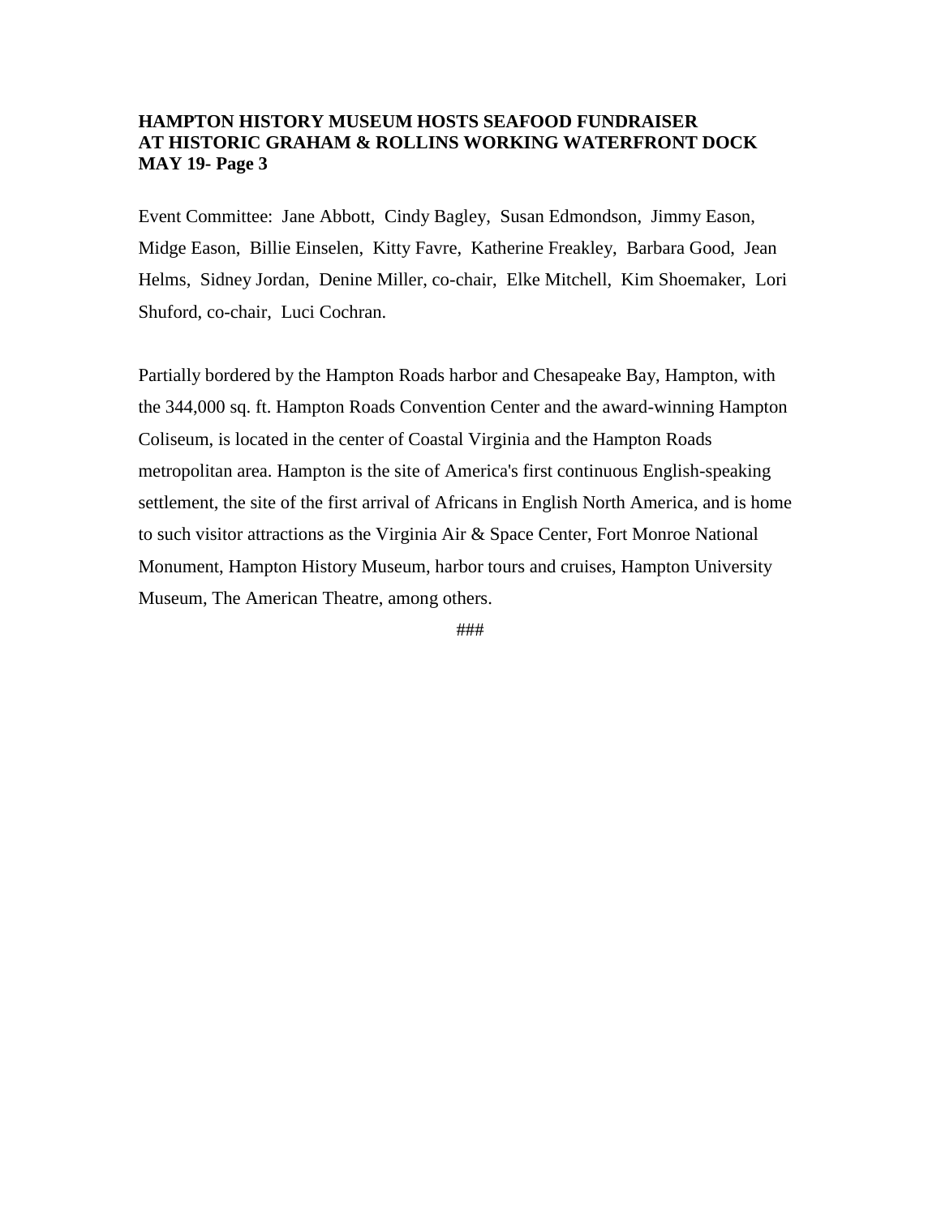**HAMPTON HISTORY MUSEUM HOSTS SEAFOOD FUNDRAISER AT HISTORIC GRAHAM & ROLLINS WORKING WATERFRONT DOCK MAY 19- Page 3**

Event Committee: Jane Abbott, Cindy Bagley, Susan Edmondson, Jimmy Eason, Midge Eason, Billie Einselen, Kitty Favre, Katherine Freakley, Barbara Good, Jean Helms, Sidney Jordan, Denine Miller, co-chair, Elke Mitchell, Kim Shoemaker, Lori Shuford, co-chair, Luci Cochran.

Partially bordered by the Hampton Roads harbor and Chesapeake Bay, Hampton, with the 344,000 sq. ft. Hampton Roads Convention Center and the award-winning Hampton Coliseum, is located in the center of Coastal Virginia and the Hampton Roads metropolitan area. Hampton is the site of America's first continuous English-speaking settlement, the site of the first arrival of Africans in English North America, and is home to such visitor attractions as the Virginia Air & Space Center, Fort Monroe National Monument, Hampton History Museum, harbor tours and cruises, Hampton University Museum, The American Theatre, among others.

###